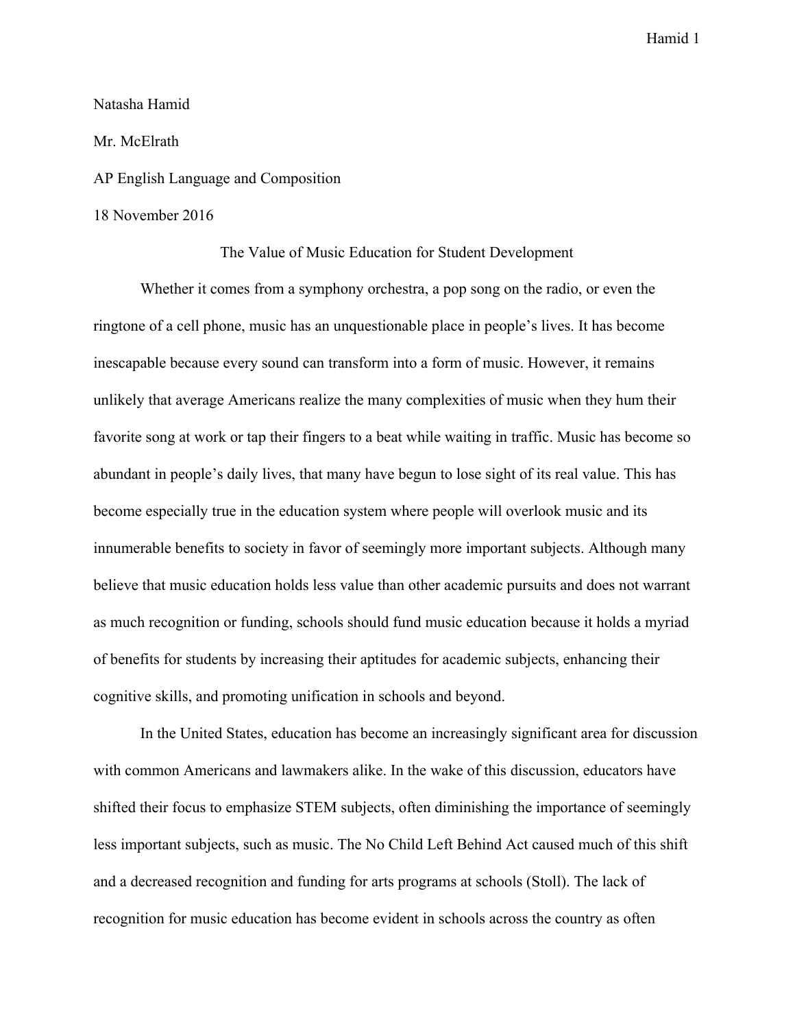Natasha Hamid

Mr. McElrath

AP English Language and Composition

18 November 2016

# The Value of Music Education for Student Development

Whether it comes from a symphony orchestra, a pop song on the radio, or even the ringtone of a cell phone, music has an unquestionable place in people's lives. It has become inescapable because every sound can transform into a form of music. However, it remains unlikely that average Americans realize the many complexities of music when they hum their favorite song at work or tap their fingers to a beat while waiting in traffic. Music has become so abundant in people's daily lives, that many have begun to lose sight of its real value. This has become especially true in the education system where people will overlook music and its innumerable benefits to society in favor of seemingly more important subjects. Although many believe that music education holds less value than other academic pursuits and does not warrant as much recognition or funding, schools should fund music education because it holds a myriad of benefits for students by increasing their aptitudes for academic subjects, enhancing their cognitive skills, and promoting unification in schools and beyond.

In the United States, education has become an increasingly significant area for discussion with common Americans and lawmakers alike. In the wake of this discussion, educators have shifted their focus to emphasize STEM subjects, often diminishing the importance of seemingly less important subjects, such as music. The No Child Left Behind Act caused much of this shift and a decreased recognition and funding for arts programs at schools (Stoll). The lack of recognition for music education has become evident in schools across the country as often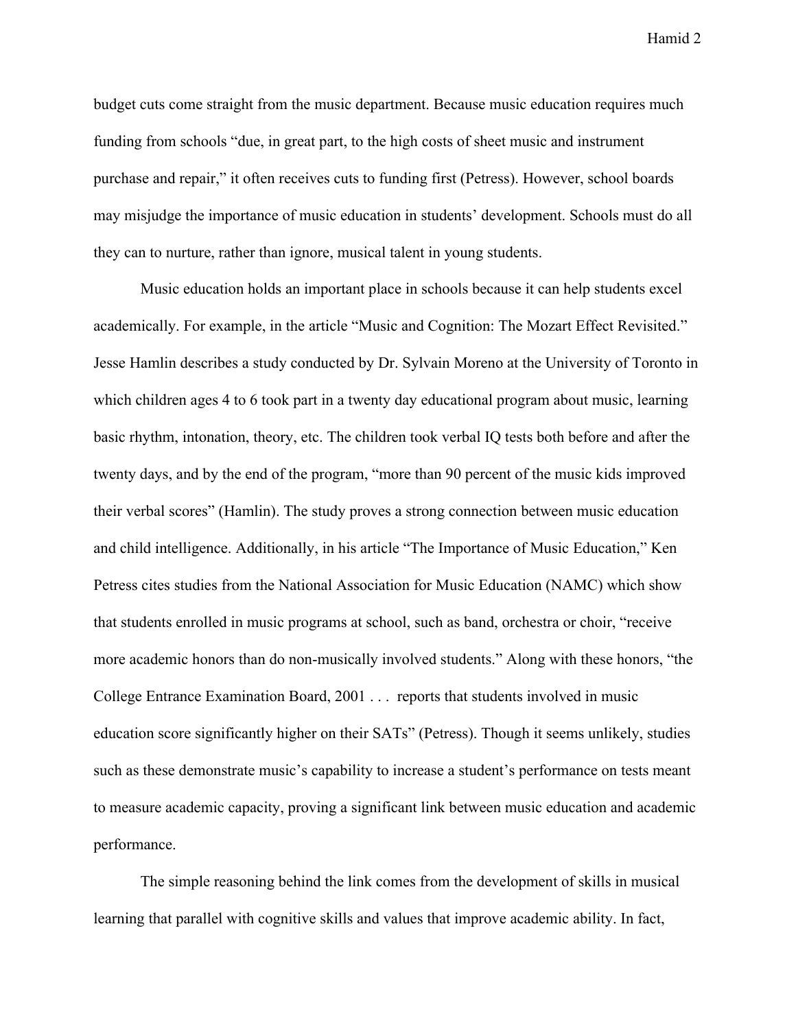budget cuts come straight from the music department. Because music education requires much funding from schools "due, in great part, to the high costs of sheet music and instrument purchase and repair," it often receives cuts to funding first (Petress). However, school boards may misjudge the importance of music education in students' development. Schools must do all they can to nurture, rather than ignore, musical talent in young students.

Music education holds an important place in schools because it can help students excel academically. For example, in the article "Music and Cognition: The Mozart Effect Revisited." Jesse Hamlin describes a study conducted by Dr. Sylvain Moreno at the University of Toronto in which children ages 4 to 6 took part in a twenty day educational program about music, learning basic rhythm, intonation, theory, etc. The children took verbal IQ tests both before and after the twenty days, and by the end of the program, "more than 90 percent of the music kids improved their verbal scores" (Hamlin). The study proves a strong connection between music education and child intelligence. Additionally, in his article "The Importance of Music Education," Ken Petress cites studies from the National Association for Music Education (NAMC) which show that students enrolled in music programs at school, such as band, orchestra or choir, "receive more academic honors than do non-musically involved students." Along with these honors, "the College Entrance Examination Board, 2001 . . . reports that students involved in music education score significantly higher on their SATs" (Petress). Though it seems unlikely, studies such as these demonstrate music's capability to increase a student's performance on tests meant to measure academic capacity, proving a significant link between music education and academic performance.

The simple reasoning behind the link comes from the development of skills in musical learning that parallel with cognitive skills and values that improve academic ability. In fact,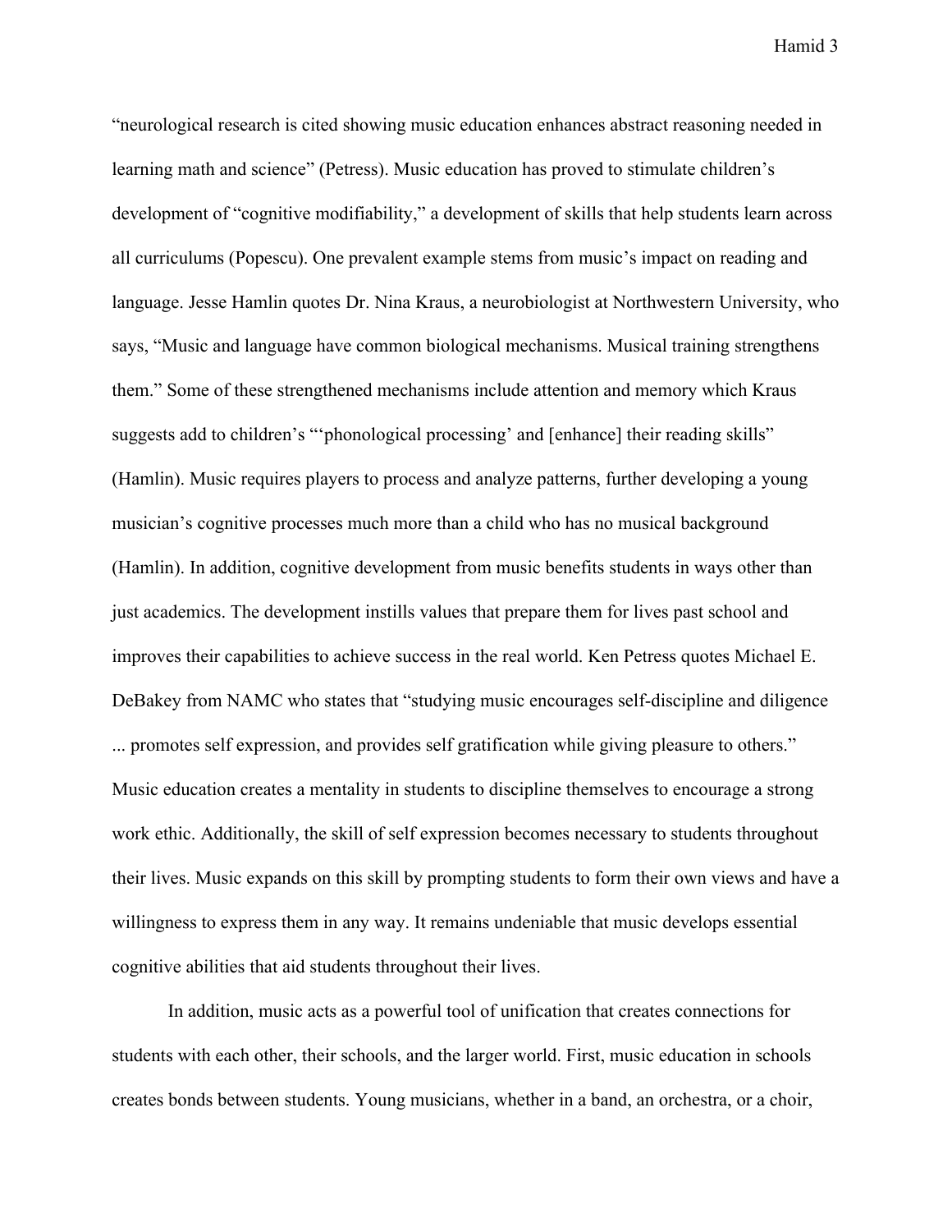"neurological research is cited showing music education enhances abstract reasoning needed in learning math and science" (Petress). Music education has proved to stimulate children's development of "cognitive modifiability," a development of skills that help students learn across all curriculums (Popescu). One prevalent example stems from music's impact on reading and language. Jesse Hamlin quotes Dr. Nina Kraus, a neurobiologist at Northwestern University, who says, "Music and language have common biological mechanisms. Musical training strengthens them." Some of these strengthened mechanisms include attention and memory which Kraus suggests add to children's "'phonological processing' and [enhance] their reading skills" (Hamlin). Music requires players to process and analyze patterns, further developing a young musician's cognitive processes much more than a child who has no musical background (Hamlin). In addition, cognitive development from music benefits students in ways other than just academics. The development instills values that prepare them for lives past school and improves their capabilities to achieve success in the real world. Ken Petress quotes Michael E. DeBakey from NAMC who states that "studying music encourages self-discipline and diligence ... promotes self expression, and provides self gratification while giving pleasure to others." Music education creates a mentality in students to discipline themselves to encourage a strong work ethic. Additionally, the skill of self expression becomes necessary to students throughout their lives. Music expands on this skill by prompting students to form their own views and have a willingness to express them in any way. It remains undeniable that music develops essential cognitive abilities that aid students throughout their lives.

In addition, music acts as a powerful tool of unification that creates connections for students with each other, their schools, and the larger world. First, music education in schools creates bonds between students. Young musicians, whether in a band, an orchestra, or a choir,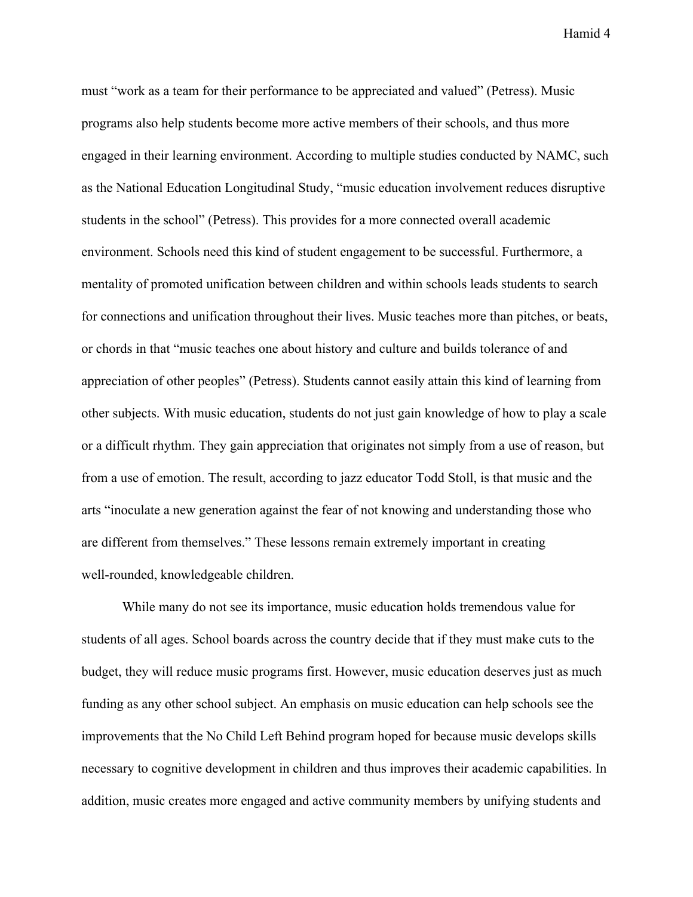must "work as a team for their performance to be appreciated and valued" (Petress). Music programs also help students become more active members of their schools, and thus more engaged in their learning environment. According to multiple studies conducted by NAMC, such as the National Education Longitudinal Study, "music education involvement reduces disruptive students in the school" (Petress). This provides for a more connected overall academic environment. Schools need this kind of student engagement to be successful. Furthermore, a mentality of promoted unification between children and within schools leads students to search for connections and unification throughout their lives. Music teaches more than pitches, or beats, or chords in that "music teaches one about history and culture and builds tolerance of and appreciation of other peoples" (Petress). Students cannot easily attain this kind of learning from other subjects. With music education, students do not just gain knowledge of how to play a scale or a difficult rhythm. They gain appreciation that originates not simply from a use of reason, but from a use of emotion. The result, according to jazz educator Todd Stoll, is that music and the arts "inoculate a new generation against the fear of not knowing and understanding those who are different from themselves." These lessons remain extremely important in creating well-rounded, knowledgeable children.

While many do not see its importance, music education holds tremendous value for students of all ages. School boards across the country decide that if they must make cuts to the budget, they will reduce music programs first. However, music education deserves just as much funding as any other school subject. An emphasis on music education can help schools see the improvements that the No Child Left Behind program hoped for because music develops skills necessary to cognitive development in children and thus improves their academic capabilities. In addition, music creates more engaged and active community members by unifying students and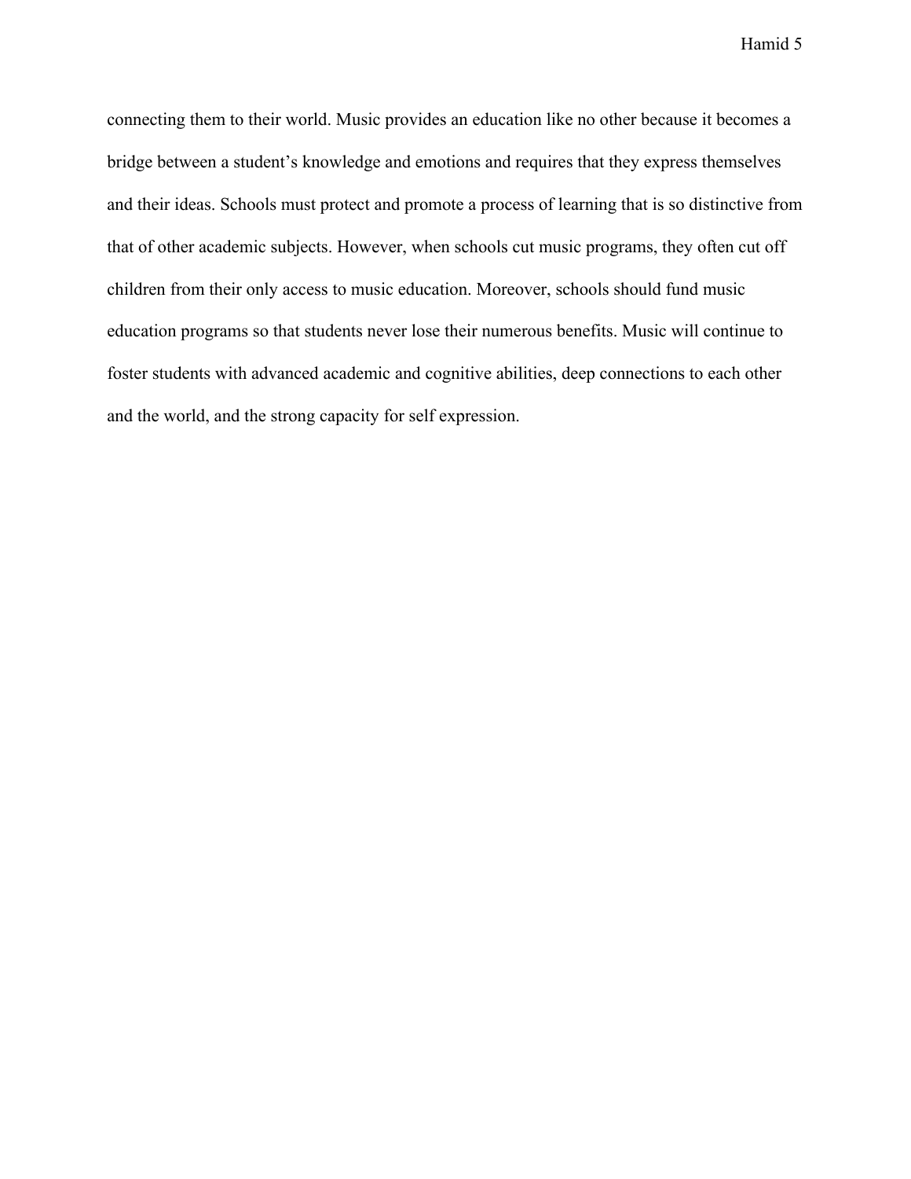connecting them to their world. Music provides an education like no other because it becomes a bridge between a student's knowledge and emotions and requires that they express themselves and their ideas. Schools must protect and promote a process of learning that is so distinctive from that of other academic subjects. However, when schools cut music programs, they often cut off children from their only access to music education. Moreover, schools should fund music education programs so that students never lose their numerous benefits. Music will continue to foster students with advanced academic and cognitive abilities, deep connections to each other and the world, and the strong capacity for self expression.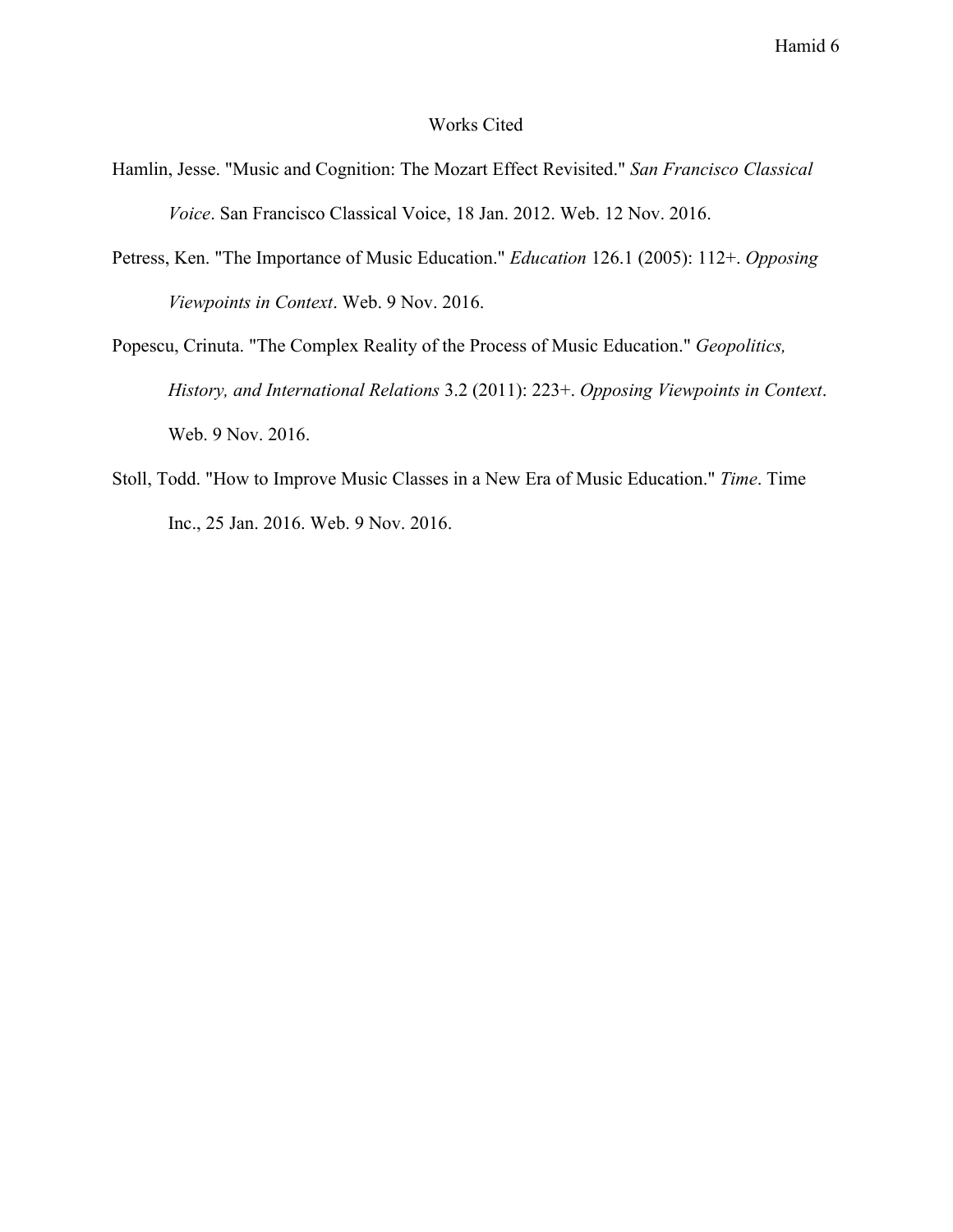# Works Cited

Hamlin, Jesse. "Music and Cognition: The Mozart Effect Revisited." *San Francisco Classical Voice*. San Francisco Classical Voice, 18 Jan. 2012. Web. 12 Nov. 2016.

Petress, Ken. "The Importance of Music Education." *Education* 126.1 (2005): 112+. *Opposing Viewpoints in Context*. Web. 9 Nov. 2016.

Popescu, Crinuta. "The Complex Reality of the Process of Music Education." *Geopolitics, History, and International Relations* 3.2 (2011): 223+. *Opposing Viewpoints in Context*. Web. 9 Nov. 2016.

Stoll, Todd. "How to Improve Music Classes in a New Era of Music Education." *Time*. Time Inc., 25 Jan. 2016. Web. 9 Nov. 2016.